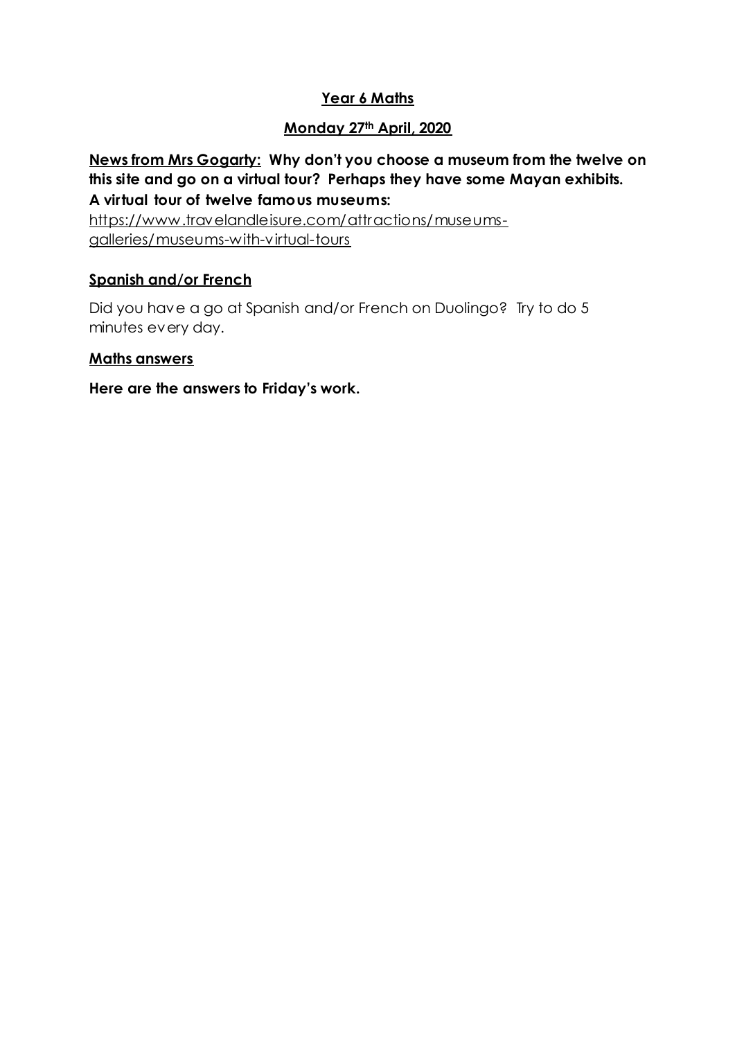**Year 6 Maths**

**Monday 27th April, 2020**

**News from Mrs Gogarty:** **Why don't you choose a museum from the twelve on this site and go on a virtual tour? Perhaps they have some Mayan exhibits.**
**A virtual tour of twelve famous museums:**
https://www.travelandleisure.com/attractions/museums-galleries/museums-with-virtual-tours

**Spanish and/or French**

Did you have a go at Spanish and/or French on Duolingo? Try to do 5 minutes every day.

**Maths answers**

**Here are the answers to Friday's work.**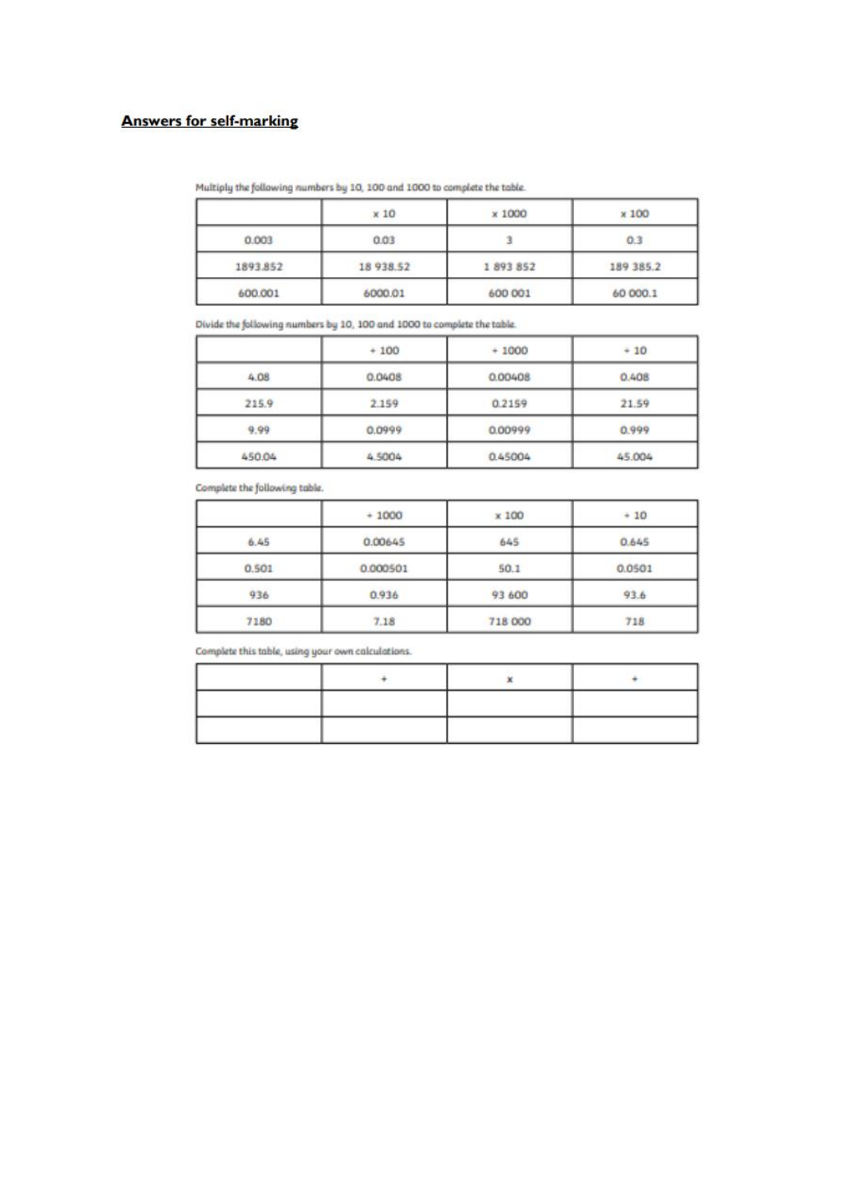**Answers for self-marking**

Multiply the following numbers by 10, 100 and 1000 to complete the table.

| | x 10 | x 1000 | x 100 |
|---|---|---|---|
| 0.003 | 0.03 | 3 | 0.3 |
| 1893.852 | 18 938.52 | 1 893 852 | 189 385.2 |
| 600.001 | 6000.01 | 600 001 | 60 000.1 |

Divide the following numbers by 10, 100 and 1000 to complete the table.

| | ÷ 100 | ÷ 1000 | ÷ 10 |
|---|---|---|---|
| 4.08 | 0.0408 | 0.00408 | 0.408 |
| 215.9 | 2.159 | 0.2159 | 21.59 |
| 9.99 | 0.0999 | 0.00999 | 0.999 |
| 450.04 | 4.5004 | 0.45004 | 45.004 |

Complete the following table.

| | ÷ 1000 | x 100 | ÷ 10 |
|---|---|---|---|
| 6.45 | 0.00645 | 645 | 0.645 |
| 0.501 | 0.000501 | 50.1 | 0.0501 |
| 936 | 0.936 | 93 600 | 93.6 |
| 7180 | 7.18 | 718 000 | 718 |

Complete this table, using your own calculations.

| | ÷ | x | ÷ |
|---|---|---|---|
| | | | |
| | | | |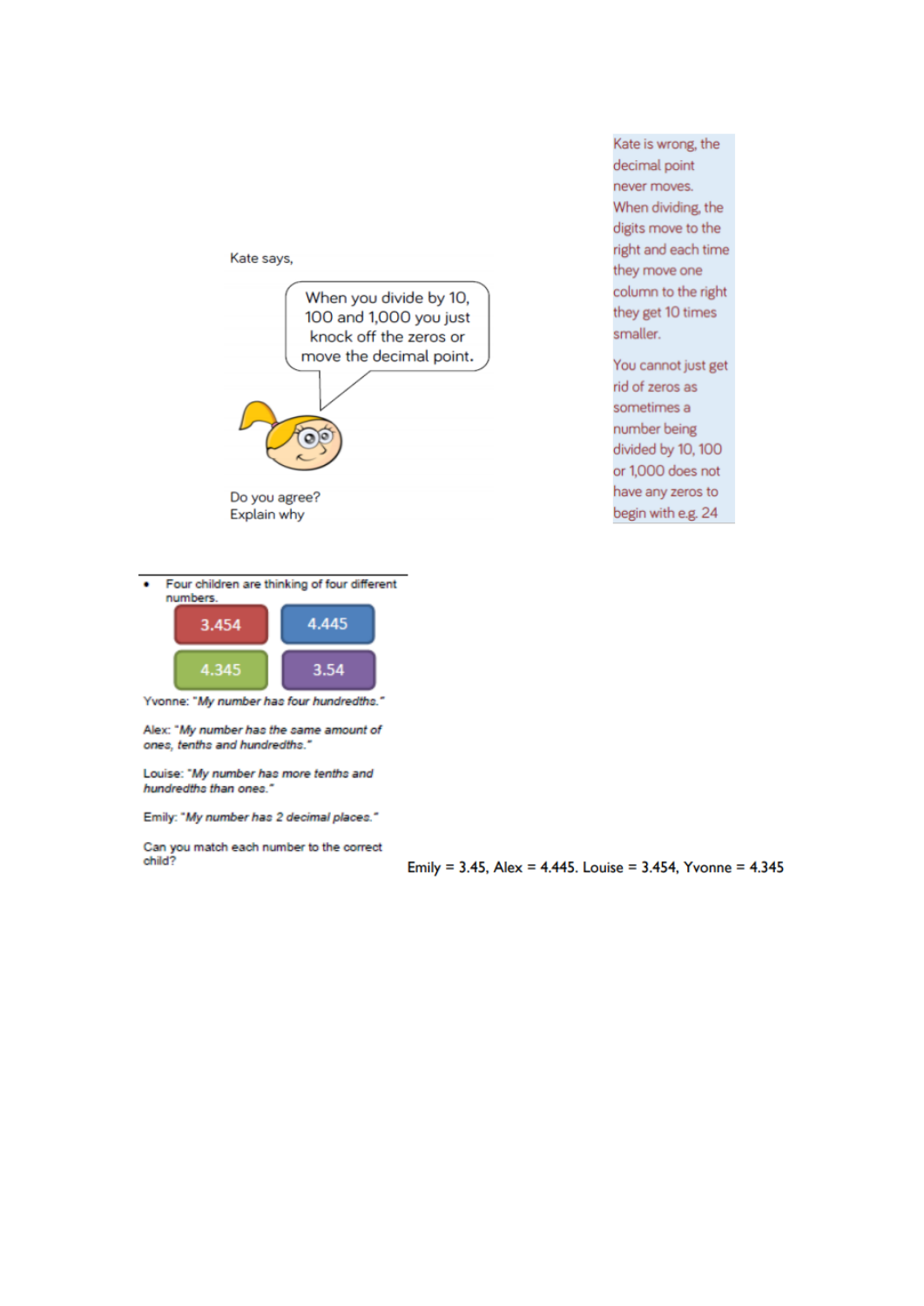Kate says,

When you divide by 10, 100 and 1,000 you just knock off the zeros or move the decimal point.

Do you agree?
Explain why

Kate is wrong, the decimal point never moves. When dividing, the digits move to the right and each time they move one column to the right they get 10 times smaller.

You cannot just get rid of zeros as sometimes a number being divided by 10, 100 or 1,000 does not have any zeros to begin with e.g. 24

---

- Four children are thinking of four different numbers.

| | |
|---|---|
| 3.454 | 4.445 |
| 4.345 | 3.54 |

Yvonne: *"My number has four hundredths."*

Alex: *"My number has the same amount of ones, tenths and hundredths."*

Louise: *"My number has more tenths and hundredths than ones."*

Emily: *"My number has 2 decimal places."*

Can you match each number to the correct child?

Emily = 3.45, Alex = 4.445. Louise = 3.454, Yvonne = 4.345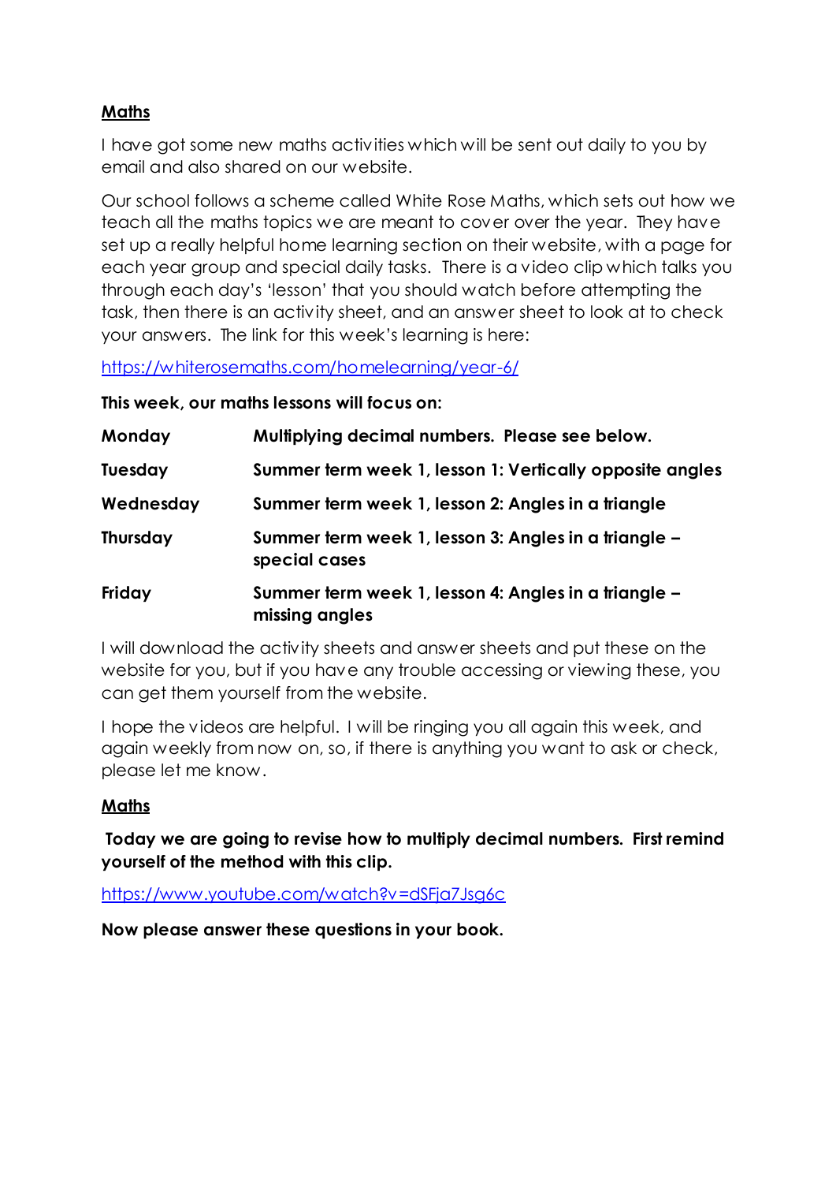## Maths

I have got some new maths activities which will be sent out daily to you by email and also shared on our website.

Our school follows a scheme called White Rose Maths, which sets out how we teach all the maths topics we are meant to cover over the year. They have set up a really helpful home learning section on their website, with a page for each year group and special daily tasks. There is a video clip which talks you through each day's 'lesson' that you should watch before attempting the task, then there is an activity sheet, and an answer sheet to look at to check your answers. The link for this week's learning is here:

https://whiterosemaths.com/homelearning/year-6/

**This week, our maths lessons will focus on:**

| | |
|---|---|
| **Monday** | **Multiplying decimal numbers. Please see below.** |
| **Tuesday** | **Summer term week 1, lesson 1: Vertically opposite angles** |
| **Wednesday** | **Summer term week 1, lesson 2: Angles in a triangle** |
| **Thursday** | **Summer term week 1, lesson 3: Angles in a triangle – special cases** |
| **Friday** | **Summer term week 1, lesson 4: Angles in a triangle – missing angles** |

I will download the activity sheets and answer sheets and put these on the website for you, but if you have any trouble accessing or viewing these, you can get them yourself from the website.

I hope the videos are helpful. I will be ringing you all again this week, and again weekly from now on, so, if there is anything you want to ask or check, please let me know.

## Maths

**Today we are going to revise how to multiply decimal numbers. First remind yourself of the method with this clip.**

https://www.youtube.com/watch?v=dSFja7Jsg6c

**Now please answer these questions in your book.**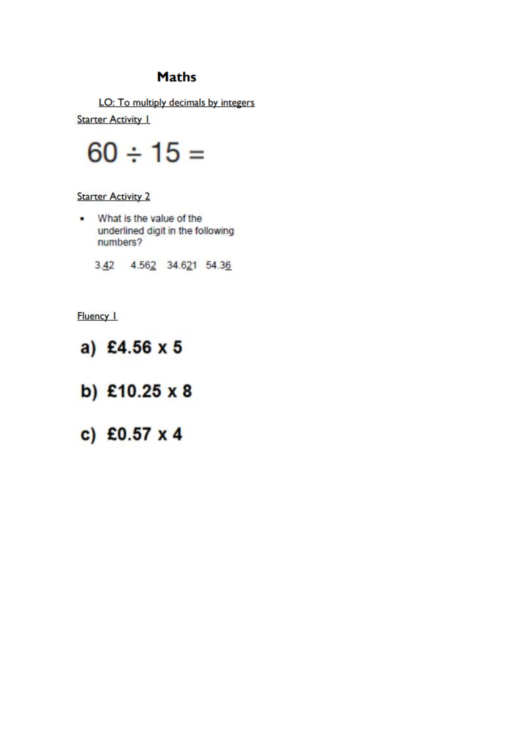# Maths

LO: To multiply decimals by integers

Starter Activity 1

$$60 \div 15 =$$

Starter Activity 2

- What is the value of the underlined digit in the following numbers?

3.<u>4</u>2 4.56<u>2</u> 34.6<u>2</u>1 54.3<u>6</u>

Fluency 1

**a) £4.56 x 5**

**b) £10.25 x 8**

**c) £0.57 x 4**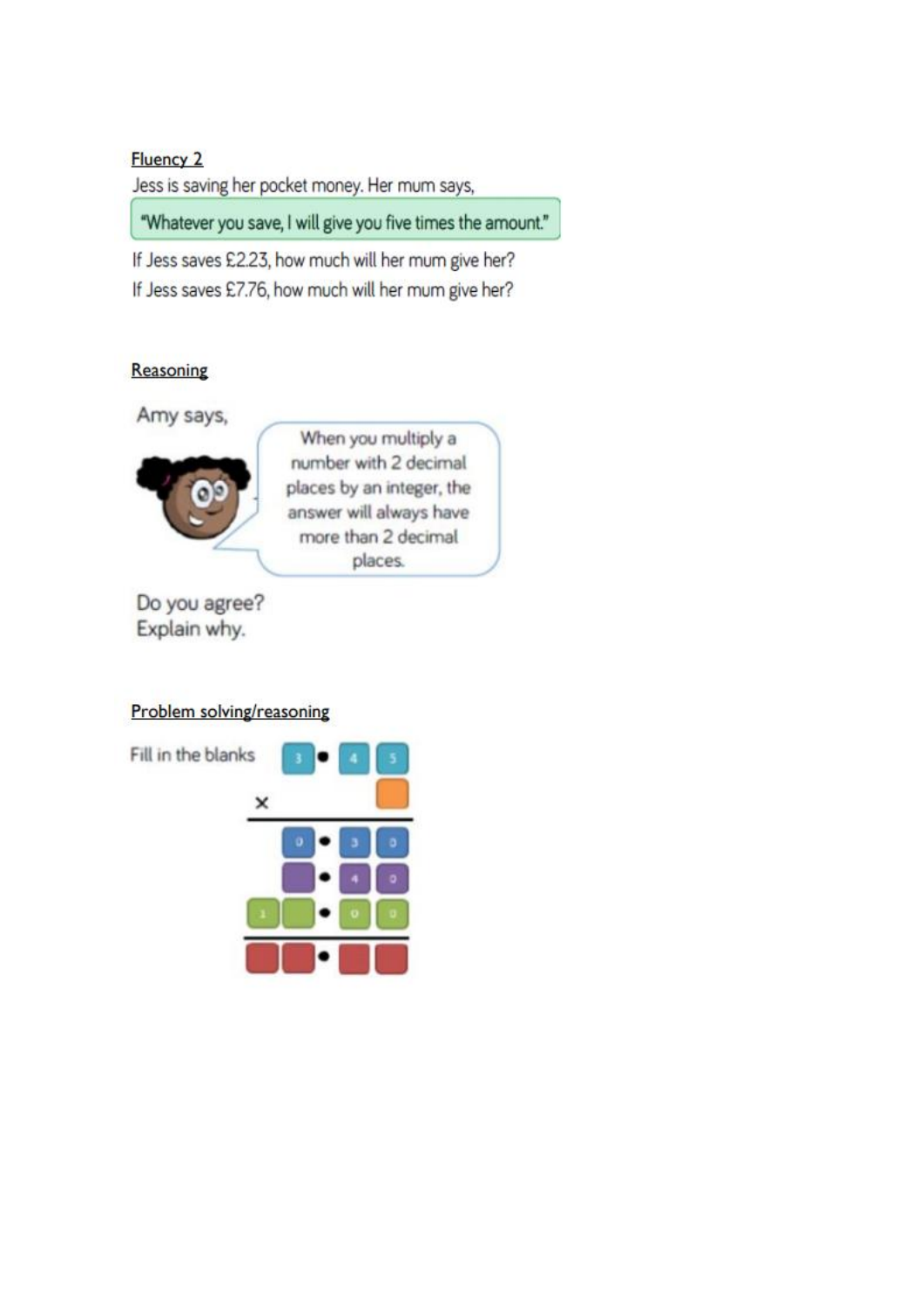Fluency 2

Jess is saving her pocket money. Her mum says,

"Whatever you save, I will give you five times the amount."

If Jess saves £2.23, how much will her mum give her?

If Jess saves £7.76, how much will her mum give her?

Reasoning

Amy says,

When you multiply a number with 2 decimal places by an integer, the answer will always have more than 2 decimal places.

Do you agree?
Explain why.

Problem solving/reasoning

Fill in the blanks

```
      3 . 4 5
 ×          □
 ------------
      0 . 3 0
      □ . 4 0
    1 □ . 0 0
 ------------
    □ □ . □ □
```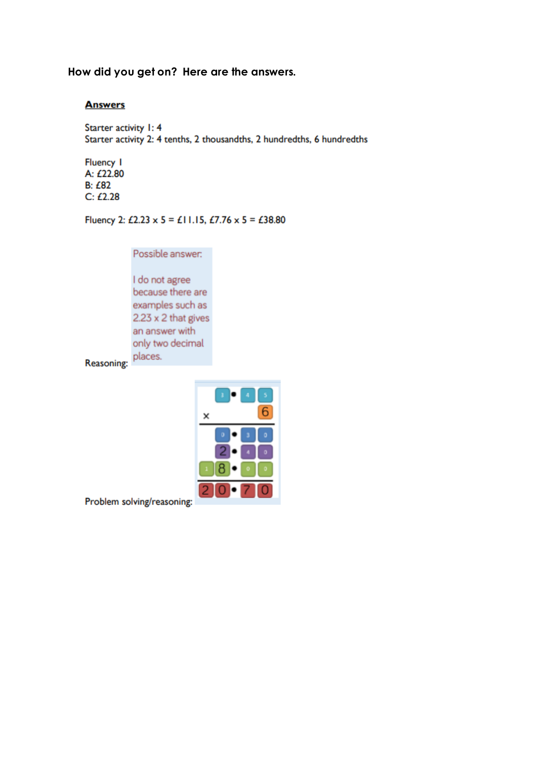**How did you get on? Here are the answers.**

## Answers

Starter activity 1: 4
Starter activity 2: 4 tenths, 2 thousandths, 2 hundredths, 6 hundredths

Fluency 1
A: £22.80
B: £82
C: £2.28

Fluency 2: £2.23 x 5 = £11.15, £7.76 x 5 = £38.80

Reasoning:

Possible answer:

I do not agree because there are examples such as 2.23 x 2 that gives an answer with only two decimal places.

Problem solving/reasoning:

| | | | | | |
|---|---|---|---|---|---|
| | | 3 | • | 4 | 5 |
| × | | | | | 6 |
| | | 0 | • | 3 | 0 |
| | | 2 | • | 4 | 0 |
| | 1 | 8 | • | 0 | 0 |
| | 2 | 0 | • | 7 | 0 |